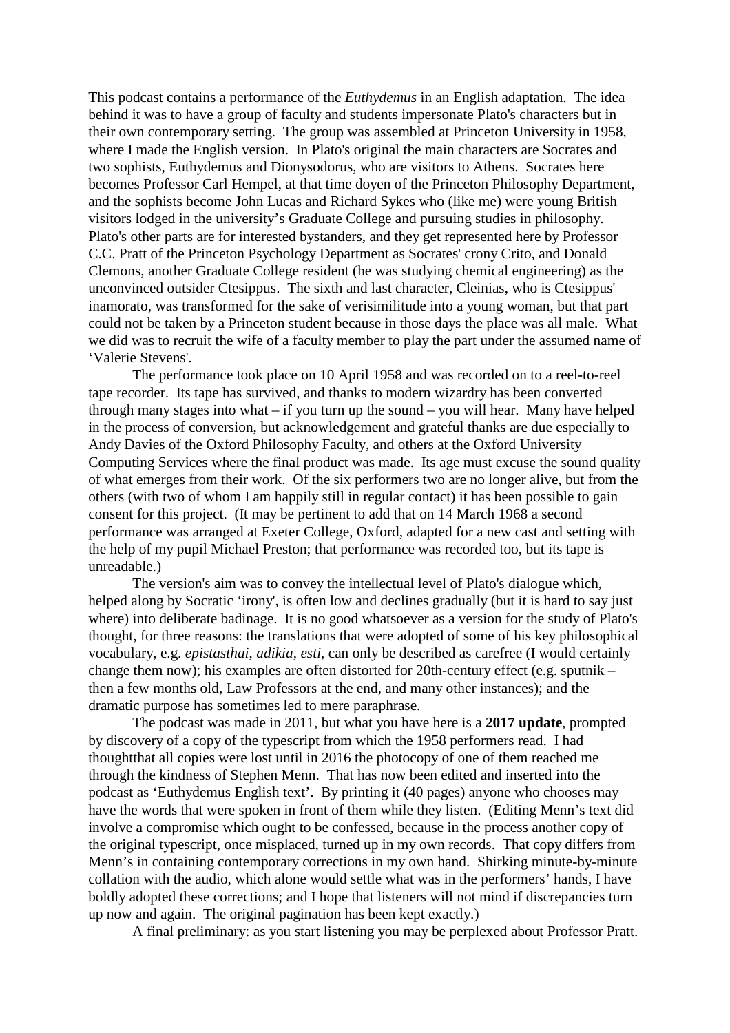This podcast contains a performance of the *Euthydemus* in an English adaptation. The idea behind it was to have a group of faculty and students impersonate Plato's characters but in their own contemporary setting. The group was assembled at Princeton University in 1958, where I made the English version. In Plato's original the main characters are Socrates and two sophists, Euthydemus and Dionysodorus, who are visitors to Athens. Socrates here becomes Professor Carl Hempel, at that time doyen of the Princeton Philosophy Department, and the sophists become John Lucas and Richard Sykes who (like me) were young British visitors lodged in the university's Graduate College and pursuing studies in philosophy. Plato's other parts are for interested bystanders, and they get represented here by Professor C.C. Pratt of the Princeton Psychology Department as Socrates' crony Crito, and Donald Clemons, another Graduate College resident (he was studying chemical engineering) as the unconvinced outsider Ctesippus. The sixth and last character, Cleinias, who is Ctesippus' inamorato, was transformed for the sake of verisimilitude into a young woman, but that part could not be taken by a Princeton student because in those days the place was all male. What we did was to recruit the wife of a faculty member to play the part under the assumed name of 'Valerie Stevens'.

The performance took place on 10 April 1958 and was recorded on to a reel-to-reel tape recorder. Its tape has survived, and thanks to modern wizardry has been converted through many stages into what – if you turn up the sound – you will hear. Many have helped in the process of conversion, but acknowledgement and grateful thanks are due especially to Andy Davies of the Oxford Philosophy Faculty, and others at the Oxford University Computing Services where the final product was made. Its age must excuse the sound quality of what emerges from their work. Of the six performers two are no longer alive, but from the others (with two of whom I am happily still in regular contact) it has been possible to gain consent for this project. (It may be pertinent to add that on 14 March 1968 a second performance was arranged at Exeter College, Oxford, adapted for a new cast and setting with the help of my pupil Michael Preston; that performance was recorded too, but its tape is unreadable.)

The version's aim was to convey the intellectual level of Plato's dialogue which, helped along by Socratic 'irony', is often low and declines gradually (but it is hard to say just where) into deliberate badinage. It is no good whatsoever as a version for the study of Plato's thought, for three reasons: the translations that were adopted of some of his key philosophical vocabulary, e.g. *epistasthai*, *adikia*, *esti*, can only be described as carefree (I would certainly change them now); his examples are often distorted for 20th-century effect (e.g. sputnik – then a few months old, Law Professors at the end, and many other instances); and the dramatic purpose has sometimes led to mere paraphrase.

The podcast was made in 2011, but what you have here is a **2017 update**, prompted by discovery of a copy of the typescript from which the 1958 performers read. I had thoughtthat all copies were lost until in 2016 the photocopy of one of them reached me through the kindness of Stephen Menn. That has now been edited and inserted into the podcast as 'Euthydemus English text'. By printing it (40 pages) anyone who chooses may have the words that were spoken in front of them while they listen. (Editing Menn's text did involve a compromise which ought to be confessed, because in the process another copy of the original typescript, once misplaced, turned up in my own records. That copy differs from Menn's in containing contemporary corrections in my own hand. Shirking minute-by-minute collation with the audio, which alone would settle what was in the performers' hands, I have boldly adopted these corrections; and I hope that listeners will not mind if discrepancies turn up now and again. The original pagination has been kept exactly.)

A final preliminary: as you start listening you may be perplexed about Professor Pratt.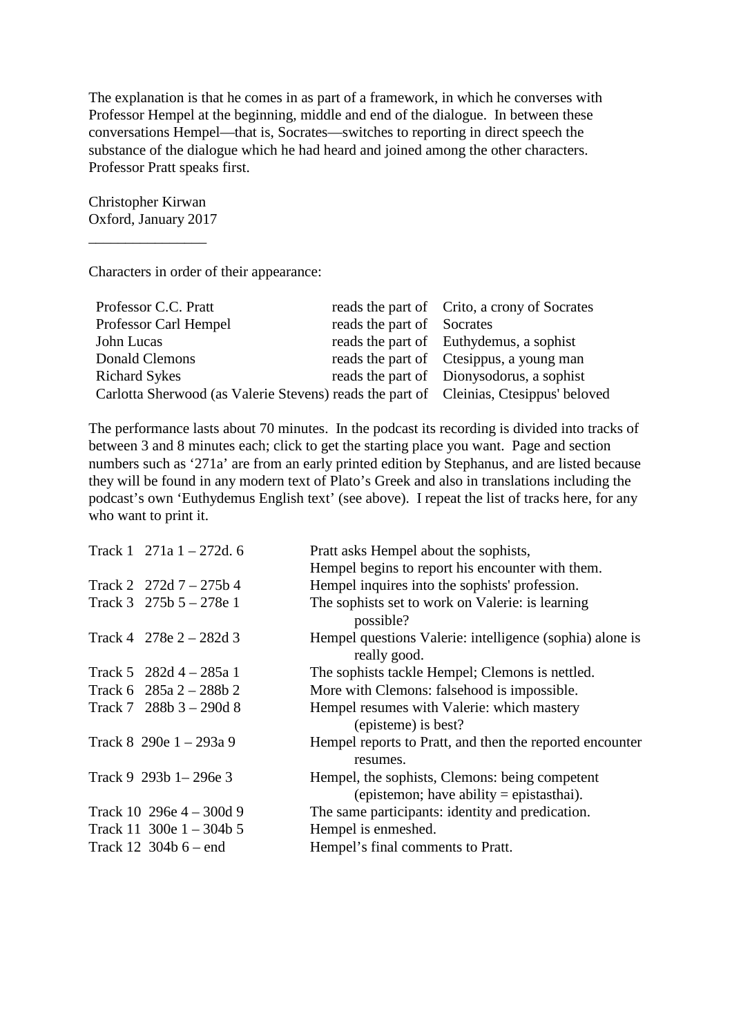The explanation is that he comes in as part of a framework, in which he converses with Professor Hempel at the beginning, middle and end of the dialogue. In between these conversations Hempel—that is, Socrates—switches to reporting in direct speech the substance of the dialogue which he had heard and joined among the other characters. Professor Pratt speaks first.

Christopher Kirwan
Oxford, January 2017

________________

Characters in order of their appearance:

| | | |
|---|---|---|
| Professor C.C. Pratt | reads the part of | Crito, a crony of Socrates |
| Professor Carl Hempel | reads the part of | Socrates |
| John Lucas | reads the part of | Euthydemus, a sophist |
| Donald Clemons | reads the part of | Ctesippus, a young man |
| Richard Sykes | reads the part of | Dionysodorus, a sophist |
| Carlotta Sherwood (as Valerie Stevens) | reads the part of | Cleinias, Ctesippus' beloved |

The performance lasts about 70 minutes. In the podcast its recording is divided into tracks of between 3 and 8 minutes each; click to get the starting place you want. Page and section numbers such as '271a' are from an early printed edition by Stephanus, and are listed because they will be found in any modern text of Plato's Greek and also in translations including the podcast's own 'Euthydemus English text' (see above). I repeat the list of tracks here, for any who want to print it.

| | |
|---|---|
| Track 1 271a 1 – 272d. 6 | Pratt asks Hempel about the sophists, Hempel begins to report his encounter with them. |
| Track 2 272d 7 – 275b 4 | Hempel inquires into the sophists' profession. |
| Track 3 275b 5 – 278e 1 | The sophists set to work on Valerie: is learning possible? |
| Track 4 278e 2 – 282d 3 | Hempel questions Valerie: intelligence (sophia) alone is really good. |
| Track 5 282d 4 – 285a 1 | The sophists tackle Hempel; Clemons is nettled. |
| Track 6 285a 2 – 288b 2 | More with Clemons: falsehood is impossible. |
| Track 7 288b 3 – 290d 8 | Hempel resumes with Valerie: which mastery (episteme) is best? |
| Track 8 290e 1 – 293a 9 | Hempel reports to Pratt, and then the reported encounter resumes. |
| Track 9 293b 1– 296e 3 | Hempel, the sophists, Clemons: being competent (epistemon; have ability = epistasthai). |
| Track 10 296e 4 – 300d 9 | The same participants: identity and predication. |
| Track 11 300e 1 – 304b 5 | Hempel is enmeshed. |
| Track 12 304b 6 – end | Hempel's final comments to Pratt. |